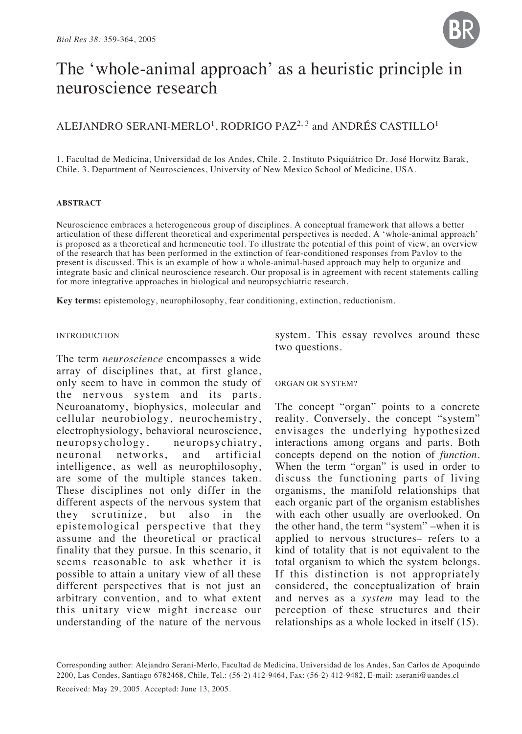# The 'whole-animal approach' as a heuristic principle in neuroscience research

ALEJANDRO SERANI-MERLO[1], RODRIGO PAZ[2, 3] and ANDRÉS CASTILLO[1]

1. Facultad de Medicina, Universidad de los Andes, Chile. 2. Instituto Psiquiátrico Dr. José Horwitz Barak, Chile. 3. Department of Neurosciences, University of New Mexico School of Medicine, USA.

#### ABSTRACT

Neuroscience embraces a heterogeneous group of disciplines. A conceptual framework that allows a better articulation of these different theoretical and experimental perspectives is needed. A 'whole-animal approach' is proposed as a theoretical and hermeneutic tool. To illustrate the potential of this point of view, an overview of the research that has been performed in the extinction of fear-conditioned responses from Pavlov to the present is discussed. This is an example of how a whole-animal-based approach may help to organize and integrate basic and clinical neuroscience research. Our proposal is in agreement with recent statements calling for more integrative approaches in biological and neuropsychiatric research.

**Key terms:** epistemology, neurophilosophy, fear conditioning, extinction, reductionism.

## INTRODUCTION

The term *neuroscience* encompasses a wide array of disciplines that, at first glance, only seem to have in common the study of the nervous system and its parts. Neuroanatomy, biophysics, molecular and cellular neurobiology, neurochemistry, electrophysiology, behavioral neuroscience, neuropsychology, neuropsychiatry, neuronal networks, and artificial intelligence, as well as neurophilosophy, are some of the multiple stances taken. These disciplines not only differ in the different aspects of the nervous system that they scrutinize, but also in the epistemological perspective that they assume and the theoretical or practical finality that they pursue. In this scenario, it seems reasonable to ask whether it is possible to attain a unitary view of all these different perspectives that is not just an arbitrary convention, and to what extent this unitary view might increase our understanding of the nature of the nervous system. This essay revolves around these two questions.

## ORGAN OR SYSTEM?

The concept "organ" points to a concrete reality. Conversely, the concept "system" envisages the underlying hypothesized interactions among organs and parts. Both concepts depend on the notion of *function*. When the term "organ" is used in order to discuss the functioning parts of living organisms, the manifold relationships that each organic part of the organism establishes with each other usually are overlooked. On the other hand, the term "system" –when it is applied to nervous structures– refers to a kind of totality that is not equivalent to the total organism to which the system belongs. If this distinction is not appropriately considered, the conceptualization of brain and nerves as a *system* may lead to the perception of these structures and their relationships as a whole locked in itself (15).

Corresponding author: Alejandro Serani-Merlo, Facultad de Medicina, Universidad de los Andes, San Carlos de Apoquindo 2200, Las Condes, Santiago 6782468, Chile, Tel.: (56-2) 412-9464, Fax: (56-2) 412-9482, E-mail: aserani@uandes.cl

Received: May 29, 2005. Accepted: June 13, 2005.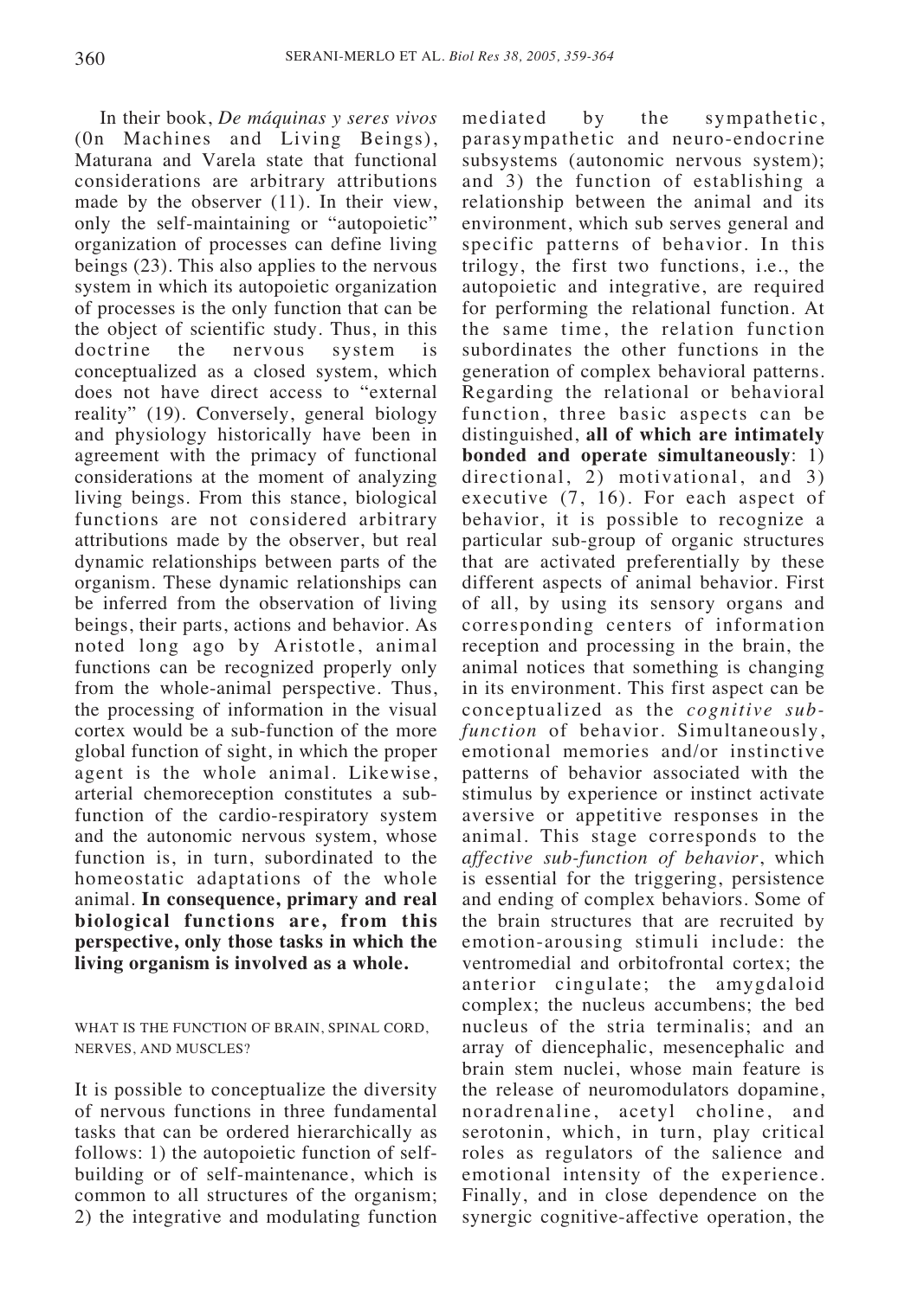In their book, *De máquinas y seres vivos* (0n Machines and Living Beings), Maturana and Varela state that functional considerations are arbitrary attributions made by the observer (11). In their view, only the self-maintaining or "autopoietic" organization of processes can define living beings (23). This also applies to the nervous system in which its autopoietic organization of processes is the only function that can be the object of scientific study. Thus, in this doctrine the nervous system is conceptualized as a closed system, which does not have direct access to "external reality" (19). Conversely, general biology and physiology historically have been in agreement with the primacy of functional considerations at the moment of analyzing living beings. From this stance, biological functions are not considered arbitrary attributions made by the observer, but real dynamic relationships between parts of the organism. These dynamic relationships can be inferred from the observation of living beings, their parts, actions and behavior. As noted long ago by Aristotle, animal functions can be recognized properly only from the whole-animal perspective. Thus, the processing of information in the visual cortex would be a sub-function of the more global function of sight, in which the proper agent is the whole animal. Likewise, arterial chemoreception constitutes a sub-function of the cardio-respiratory system and the autonomic nervous system, whose function is, in turn, subordinated to the homeostatic adaptations of the whole animal. **In consequence, primary and real biological functions are, from this perspective, only those tasks in which the living organism is involved as a whole.**

## WHAT IS THE FUNCTION OF BRAIN, SPINAL CORD, NERVES, AND MUSCLES?

It is possible to conceptualize the diversity of nervous functions in three fundamental tasks that can be ordered hierarchically as follows: 1) the autopoietic function of self-building or of self-maintenance, which is common to all structures of the organism; 2) the integrative and modulating function mediated by the sympathetic, parasympathetic and neuro-endocrine subsystems (autonomic nervous system); and 3) the function of establishing a relationship between the animal and its environment, which sub serves general and specific patterns of behavior. In this trilogy, the first two functions, i.e., the autopoietic and integrative, are required for performing the relational function. At the same time, the relation function subordinates the other functions in the generation of complex behavioral patterns. Regarding the relational or behavioral function, three basic aspects can be distinguished, **all of which are intimately bonded and operate simultaneously**: 1) directional, 2) motivational, and 3) executive (7, 16). For each aspect of behavior, it is possible to recognize a particular sub-group of organic structures that are activated preferentially by these different aspects of animal behavior. First of all, by using its sensory organs and corresponding centers of information reception and processing in the brain, the animal notices that something is changing in its environment. This first aspect can be conceptualized as the *cognitive sub-function* of behavior. Simultaneously, emotional memories and/or instinctive patterns of behavior associated with the stimulus by experience or instinct activate aversive or appetitive responses in the animal. This stage corresponds to the *affective sub-function of behavior*, which is essential for the triggering, persistence and ending of complex behaviors. Some of the brain structures that are recruited by emotion-arousing stimuli include: the ventromedial and orbitofrontal cortex; the anterior cingulate; the amygdaloid complex; the nucleus accumbens; the bed nucleus of the stria terminalis; and an array of diencephalic, mesencephalic and brain stem nuclei, whose main feature is the release of neuromodulators dopamine, noradrenaline, acetyl choline, and serotonin, which, in turn, play critical roles as regulators of the salience and emotional intensity of the experience. Finally, and in close dependence on the synergic cognitive-affective operation, the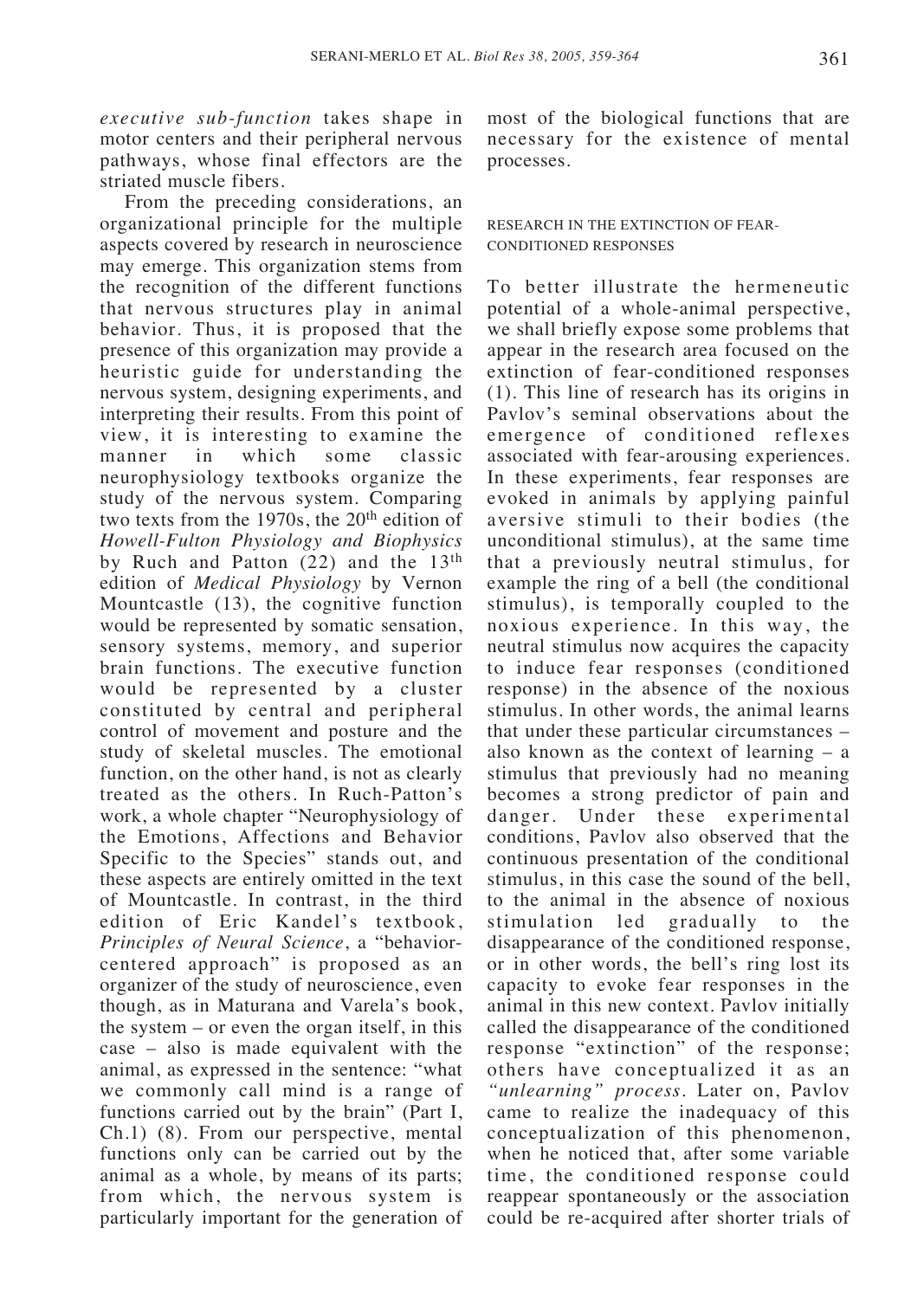*executive sub-function* takes shape in motor centers and their peripheral nervous pathways, whose final effectors are the striated muscle fibers.

From the preceding considerations, an organizational principle for the multiple aspects covered by research in neuroscience may emerge. This organization stems from the recognition of the different functions that nervous structures play in animal behavior. Thus, it is proposed that the presence of this organization may provide a heuristic guide for understanding the nervous system, designing experiments, and interpreting their results. From this point of view, it is interesting to examine the manner in which some classic neurophysiology textbooks organize the study of the nervous system. Comparing two texts from the 1970s, the 20th edition of *Howell-Fulton Physiology and Biophysics* by Ruch and Patton (22) and the 13th edition of *Medical Physiology* by Vernon Mountcastle (13), the cognitive function would be represented by somatic sensation, sensory systems, memory, and superior brain functions. The executive function would be represented by a cluster constituted by central and peripheral control of movement and posture and the study of skeletal muscles. The emotional function, on the other hand, is not as clearly treated as the others. In Ruch-Patton's work, a whole chapter "Neurophysiology of the Emotions, Affections and Behavior Specific to the Species" stands out, and these aspects are entirely omitted in the text of Mountcastle. In contrast, in the third edition of Eric Kandel's textbook, *Principles of Neural Science*, a "behavior-centered approach" is proposed as an organizer of the study of neuroscience, even though, as in Maturana and Varela's book, the system – or even the organ itself, in this case – also is made equivalent with the animal, as expressed in the sentence: "what we commonly call mind is a range of functions carried out by the brain" (Part I, Ch.1) (8). From our perspective, mental functions only can be carried out by the animal as a whole, by means of its parts; from which, the nervous system is particularly important for the generation of most of the biological functions that are necessary for the existence of mental processes.

## RESEARCH IN THE EXTINCTION OF FEAR-CONDITIONED RESPONSES

To better illustrate the hermeneutic potential of a whole-animal perspective, we shall briefly expose some problems that appear in the research area focused on the extinction of fear-conditioned responses (1). This line of research has its origins in Pavlov's seminal observations about the emergence of conditioned reflexes associated with fear-arousing experiences. In these experiments, fear responses are evoked in animals by applying painful aversive stimuli to their bodies (the unconditional stimulus), at the same time that a previously neutral stimulus, for example the ring of a bell (the conditional stimulus), is temporally coupled to the noxious experience. In this way, the neutral stimulus now acquires the capacity to induce fear responses (conditioned response) in the absence of the noxious stimulus. In other words, the animal learns that under these particular circumstances – also known as the context of learning – a stimulus that previously had no meaning becomes a strong predictor of pain and danger. Under these experimental conditions, Pavlov also observed that the continuous presentation of the conditional stimulus, in this case the sound of the bell, to the animal in the absence of noxious stimulation led gradually to the disappearance of the conditioned response, or in other words, the bell's ring lost its capacity to evoke fear responses in the animal in this new context. Pavlov initially called the disappearance of the conditioned response "extinction" of the response; others have conceptualized it as an *"unlearning" process*. Later on, Pavlov came to realize the inadequacy of this conceptualization of this phenomenon, when he noticed that, after some variable time, the conditioned response could reappear spontaneously or the association could be re-acquired after shorter trials of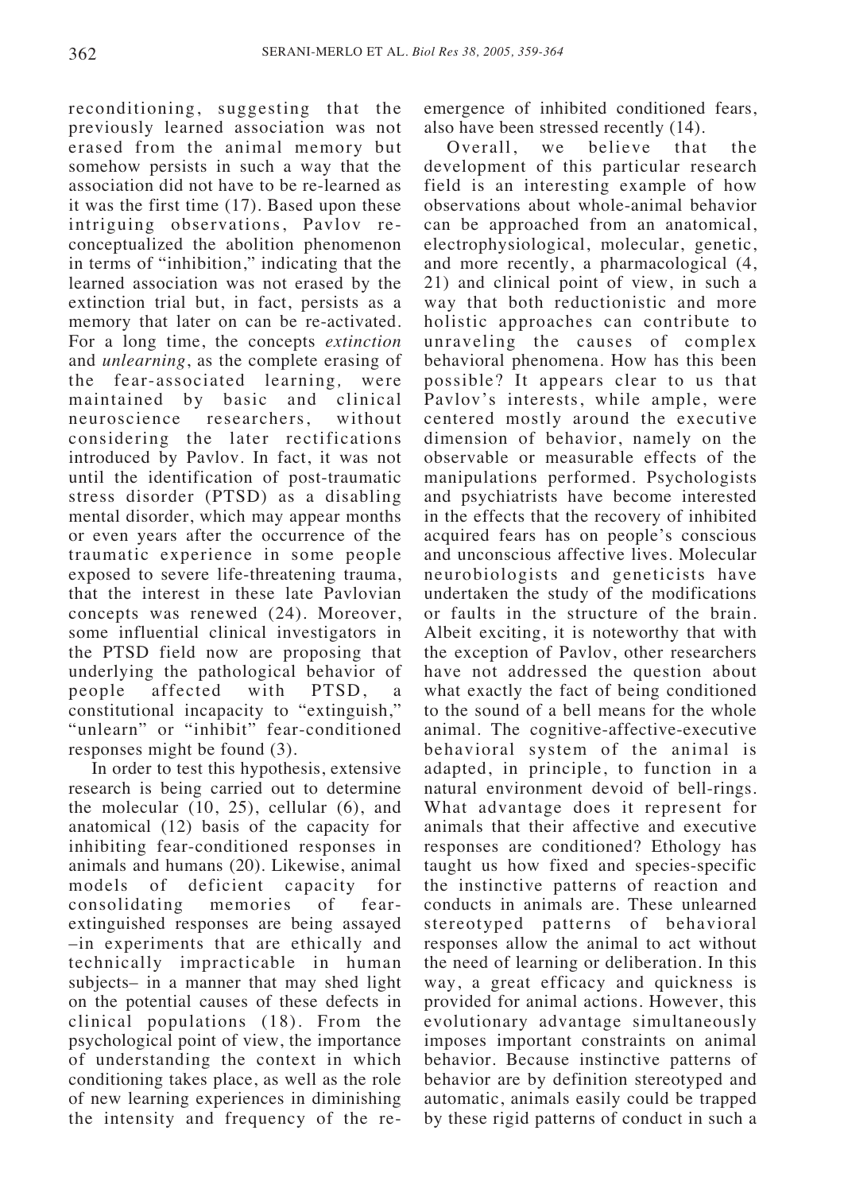reconditioning, suggesting that the previously learned association was not erased from the animal memory but somehow persists in such a way that the association did not have to be re-learned as it was the first time (17). Based upon these intriguing observations, Pavlov re-conceptualized the abolition phenomenon in terms of "inhibition," indicating that the learned association was not erased by the extinction trial but, in fact, persists as a memory that later on can be re-activated. For a long time, the concepts *extinction* and *unlearning*, as the complete erasing of the fear-associated learning, were maintained by basic and clinical neuroscience researchers, without considering the later rectifications introduced by Pavlov. In fact, it was not until the identification of post-traumatic stress disorder (PTSD) as a disabling mental disorder, which may appear months or even years after the occurrence of the traumatic experience in some people exposed to severe life-threatening trauma, that the interest in these late Pavlovian concepts was renewed (24). Moreover, some influential clinical investigators in the PTSD field now are proposing that underlying the pathological behavior of people affected with PTSD, a constitutional incapacity to "extinguish," "unlearn" or "inhibit" fear-conditioned responses might be found (3).

In order to test this hypothesis, extensive research is being carried out to determine the molecular (10, 25), cellular (6), and anatomical (12) basis of the capacity for inhibiting fear-conditioned responses in animals and humans (20). Likewise, animal models of deficient capacity for consolidating memories of fear-extinguished responses are being assayed –in experiments that are ethically and technically impracticable in human subjects– in a manner that may shed light on the potential causes of these defects in clinical populations (18). From the psychological point of view, the importance of understanding the context in which conditioning takes place, as well as the role of new learning experiences in diminishing the intensity and frequency of the re-emergence of inhibited conditioned fears, also have been stressed recently (14).

Overall, we believe that the development of this particular research field is an interesting example of how observations about whole-animal behavior can be approached from an anatomical, electrophysiological, molecular, genetic, and more recently, a pharmacological (4, 21) and clinical point of view, in such a way that both reductionistic and more holistic approaches can contribute to unraveling the causes of complex behavioral phenomena. How has this been possible? It appears clear to us that Pavlov's interests, while ample, were centered mostly around the executive dimension of behavior, namely on the observable or measurable effects of the manipulations performed. Psychologists and psychiatrists have become interested in the effects that the recovery of inhibited acquired fears has on people's conscious and unconscious affective lives. Molecular neurobiologists and geneticists have undertaken the study of the modifications or faults in the structure of the brain. Albeit exciting, it is noteworthy that with the exception of Pavlov, other researchers have not addressed the question about what exactly the fact of being conditioned to the sound of a bell means for the whole animal. The cognitive-affective-executive behavioral system of the animal is adapted, in principle, to function in a natural environment devoid of bell-rings. What advantage does it represent for animals that their affective and executive responses are conditioned? Ethology has taught us how fixed and species-specific the instinctive patterns of reaction and conducts in animals are. These unlearned stereotyped patterns of behavioral responses allow the animal to act without the need of learning or deliberation. In this way, a great efficacy and quickness is provided for animal actions. However, this evolutionary advantage simultaneously imposes important constraints on animal behavior. Because instinctive patterns of behavior are by definition stereotyped and automatic, animals easily could be trapped by these rigid patterns of conduct in such a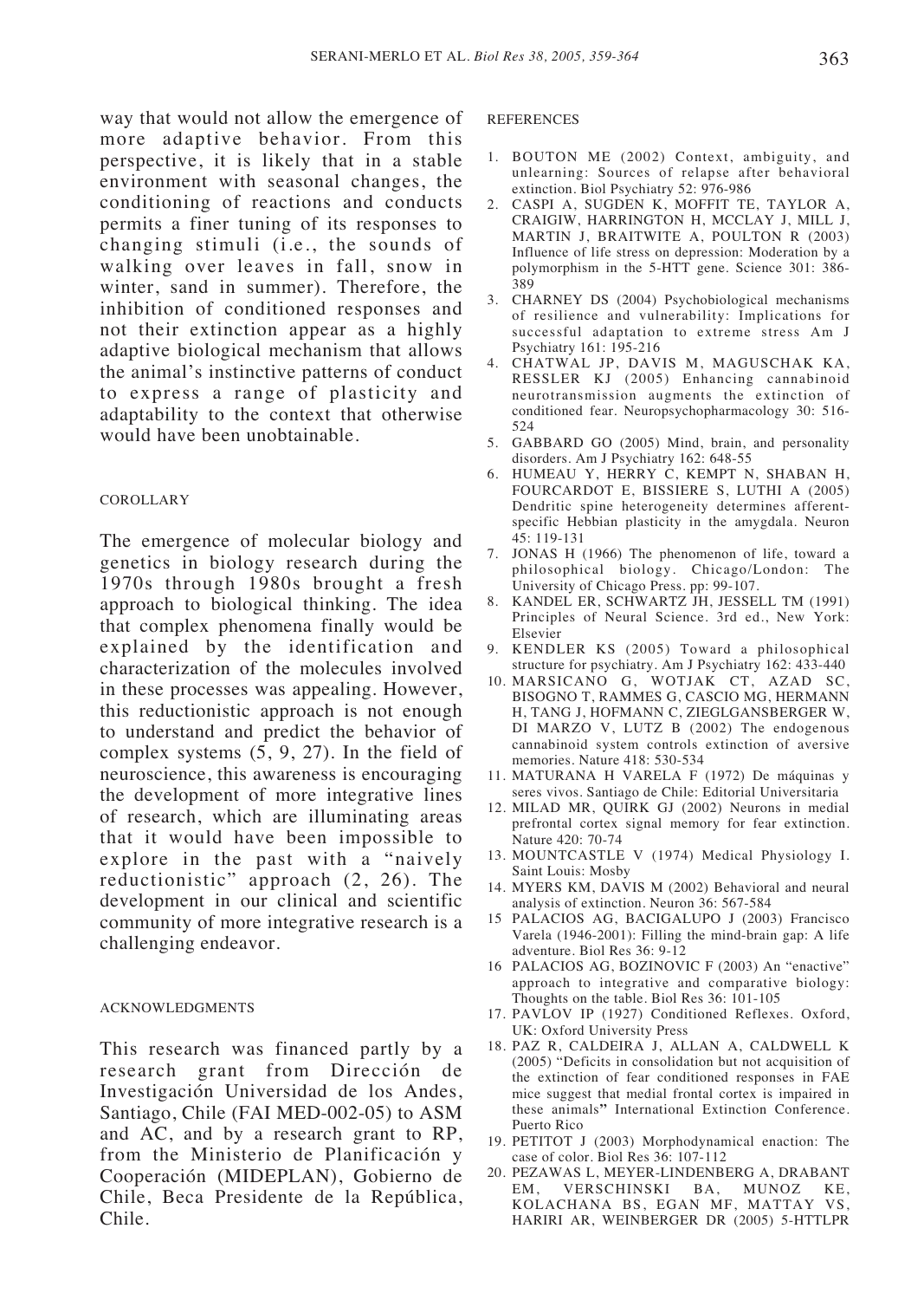way that would not allow the emergence of more adaptive behavior. From this perspective, it is likely that in a stable environment with seasonal changes, the conditioning of reactions and conducts permits a finer tuning of its responses to changing stimuli (i.e., the sounds of walking over leaves in fall, snow in winter, sand in summer). Therefore, the inhibition of conditioned responses and not their extinction appear as a highly adaptive biological mechanism that allows the animal's instinctive patterns of conduct to express a range of plasticity and adaptability to the context that otherwise would have been unobtainable.

## COROLLARY

The emergence of molecular biology and genetics in biology research during the 1970s through 1980s brought a fresh approach to biological thinking. The idea that complex phenomena finally would be explained by the identification and characterization of the molecules involved in these processes was appealing. However, this reductionistic approach is not enough to understand and predict the behavior of complex systems (5, 9, 27). In the field of neuroscience, this awareness is encouraging the development of more integrative lines of research, which are illuminating areas that it would have been impossible to explore in the past with a "naively reductionistic" approach (2, 26). The development in our clinical and scientific community of more integrative research is a challenging endeavor.

## ACKNOWLEDGMENTS

This research was financed partly by a research grant from Dirección de Investigación Universidad de los Andes, Santiago, Chile (FAI MED-002-05) to ASM and AC, and by a research grant to RP, from the Ministerio de Planificación y Cooperación (MIDEPLAN), Gobierno de Chile, Beca Presidente de la República, Chile.

## REFERENCES

1. BOUTON ME (2002) Context, ambiguity, and unlearning: Sources of relapse after behavioral extinction. Biol Psychiatry 52: 976-986
2. CASPI A, SUGDEN K, MOFFIT TE, TAYLOR A, CRAIGIW, HARRINGTON H, MCCLAY J, MILL J, MARTIN J, BRAITWITE A, POULTON R (2003) Influence of life stress on depression: Moderation by a polymorphism in the 5-HTT gene. Science 301: 386-389
3. CHARNEY DS (2004) Psychobiological mechanisms of resilience and vulnerability: Implications for successful adaptation to extreme stress Am J Psychiatry 161: 195-216
4. CHATWAL JP, DAVIS M, MAGUSCHAK KA, RESSLER KJ (2005) Enhancing cannabinoid neurotransmission augments the extinction of conditioned fear. Neuropsychopharmacology 30: 516-524
5. GABBARD GO (2005) Mind, brain, and personality disorders. Am J Psychiatry 162: 648-55
6. HUMEAU Y, HERRY C, KEMPT N, SHABAN H, FOURCARDOT E, BISSIERE S, LUTHI A (2005) Dendritic spine heterogeneity determines afferent-specific Hebbian plasticity in the amygdala. Neuron 45: 119-131
7. JONAS H (1966) The phenomenon of life, toward a philosophical biology. Chicago/London: The University of Chicago Press. pp: 99-107.
8. KANDEL ER, SCHWARTZ JH, JESSELL TM (1991) Principles of Neural Science. 3rd ed., New York: Elsevier
9. KENDLER KS (2005) Toward a philosophical structure for psychiatry. Am J Psychiatry 162: 433-440
10. MARSICANO G, WOTJAK CT, AZAD SC, BISOGNO T, RAMMES G, CASCIO MG, HERMANN H, TANG J, HOFMANN C, ZIEGLGANSBERGER W, DI MARZO V, LUTZ B (2002) The endogenous cannabinoid system controls extinction of aversive memories. Nature 418: 530-534
11. MATURANA H VARELA F (1972) De máquinas y seres vivos. Santiago de Chile: Editorial Universitaria
12. MILAD MR, QUIRK GJ (2002) Neurons in medial prefrontal cortex signal memory for fear extinction. Nature 420: 70-74
13. MOUNTCASTLE V (1974) Medical Physiology I. Saint Louis: Mosby
14. MYERS KM, DAVIS M (2002) Behavioral and neural analysis of extinction. Neuron 36: 567-584
15. PALACIOS AG, BACIGALUPO J (2003) Francisco Varela (1946-2001): Filling the mind-brain gap: A life adventure. Biol Res 36: 9-12
16. PALACIOS AG, BOZINOVIC F (2003) An "enactive" approach to integrative and comparative biology: Thoughts on the table. Biol Res 36: 101-105
17. PAVLOV IP (1927) Conditioned Reflexes. Oxford, UK: Oxford University Press
18. PAZ R, CALDEIRA J, ALLAN A, CALDWELL K (2005) "Deficits in consolidation but not acquisition of the extinction of fear conditioned responses in FAE mice suggest that medial frontal cortex is impaired in these animals" International Extinction Conference. Puerto Rico
19. PETITOT J (2003) Morphodynamical enaction: The case of color. Biol Res 36: 107-112
20. PEZAWAS L, MEYER-LINDENBERG A, DRABANT EM, VERSCHINSKI BA, MUNOZ KE, KOLACHANA BS, EGAN MF, MATTAY VS, HARIRI AR, WEINBERGER DR (2005) 5-HTTLPR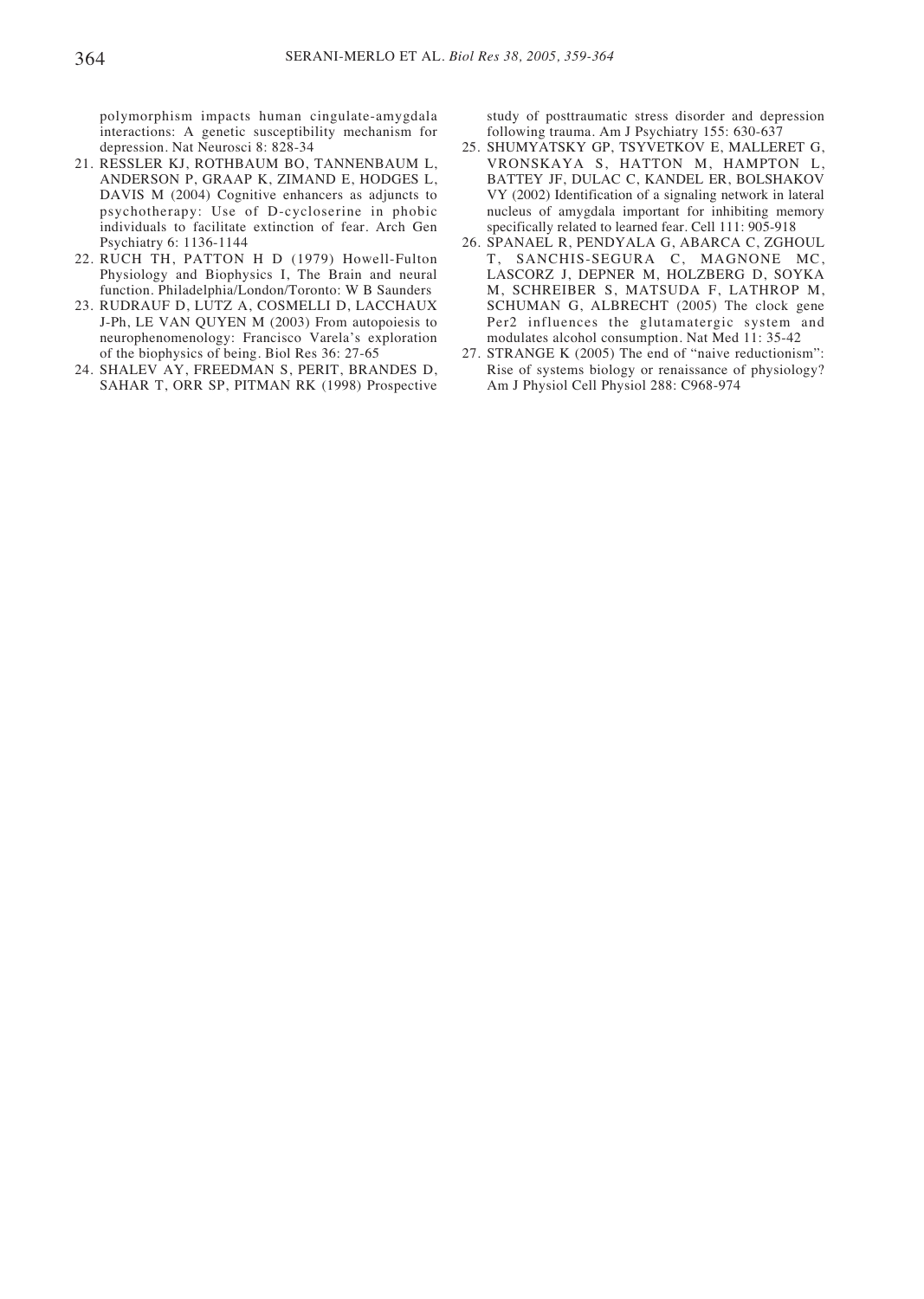polymorphism impacts human cingulate-amygdala interactions: A genetic susceptibility mechanism for depression. Nat Neurosci 8: 828-34

21. RESSLER KJ, ROTHBAUM BO, TANNENBAUM L, ANDERSON P, GRAAP K, ZIMAND E, HODGES L, DAVIS M (2004) Cognitive enhancers as adjuncts to psychotherapy: Use of D-cycloserine in phobic individuals to facilitate extinction of fear. Arch Gen Psychiatry 6: 1136-1144
22. RUCH TH, PATTON H D (1979) Howell-Fulton Physiology and Biophysics I, The Brain and neural function. Philadelphia/London/Toronto: W B Saunders
23. RUDRAUF D, LUTZ A, COSMELLI D, LACCHAUX J-Ph, LE VAN QUYEN M (2003) From autopoiesis to neurophenomenology: Francisco Varela's exploration of the biophysics of being. Biol Res 36: 27-65
24. SHALEV AY, FREEDMAN S, PERIT, BRANDES D, SAHAR T, ORR SP, PITMAN RK (1998) Prospective study of posttraumatic stress disorder and depression following trauma. Am J Psychiatry 155: 630-637
25. SHUMYATSKY GP, TSYVETKOV E, MALLERET G, VRONSKAYA S, HATTON M, HAMPTON L, BATTEY JF, DULAC C, KANDEL ER, BOLSHAKOV VY (2002) Identification of a signaling network in lateral nucleus of amygdala important for inhibiting memory specifically related to learned fear. Cell 111: 905-918
26. SPANAEL R, PENDYALA G, ABARCA C, ZGHOUL T, SANCHIS-SEGURA C, MAGNONE MC, LASCORZ J, DEPNER M, HOLZBERG D, SOYKA M, SCHREIBER S, MATSUDA F, LATHROP M, SCHUMAN G, ALBRECHT (2005) The clock gene Per2 influences the glutamatergic system and modulates alcohol consumption. Nat Med 11: 35-42
27. STRANGE K (2005) The end of "naive reductionism": Rise of systems biology or renaissance of physiology? Am J Physiol Cell Physiol 288: C968-974